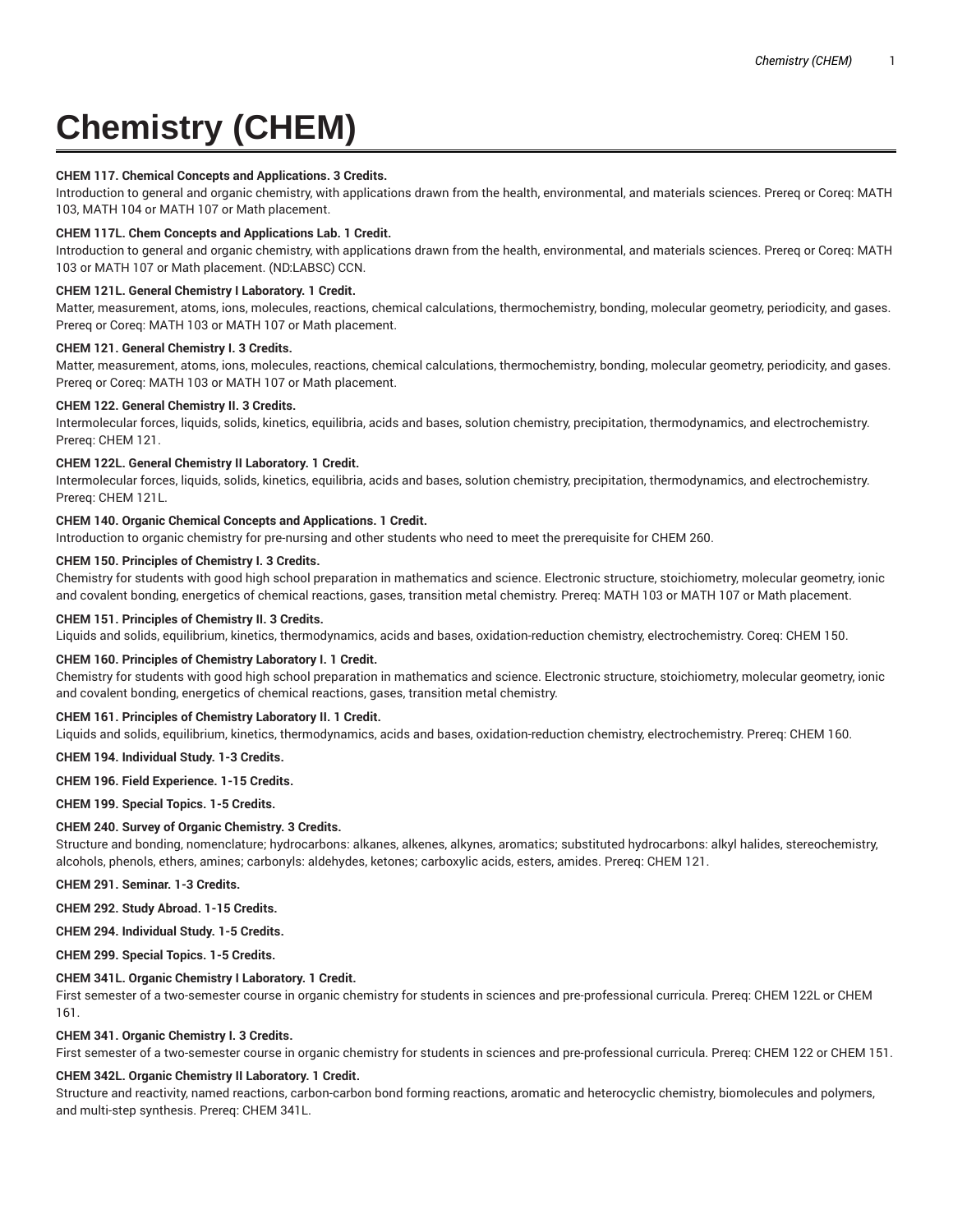# Chemistry (CHEM)

**CHEM 117. Chemical Concepts and Applications. 3 Credits.**
Introduction to general and organic chemistry, with applications drawn from the health, environmental, and materials sciences. Prereq or Coreq: MATH 103, MATH 104 or MATH 107 or Math placement.

**CHEM 117L. Chem Concepts and Applications Lab. 1 Credit.**
Introduction to general and organic chemistry, with applications drawn from the health, environmental, and materials sciences. Prereq or Coreq: MATH 103 or MATH 107 or Math placement. (ND:LABSC) CCN.

**CHEM 121L. General Chemistry I Laboratory. 1 Credit.**
Matter, measurement, atoms, ions, molecules, reactions, chemical calculations, thermochemistry, bonding, molecular geometry, periodicity, and gases. Prereq or Coreq: MATH 103 or MATH 107 or Math placement.

**CHEM 121. General Chemistry I. 3 Credits.**
Matter, measurement, atoms, ions, molecules, reactions, chemical calculations, thermochemistry, bonding, molecular geometry, periodicity, and gases. Prereq or Coreq: MATH 103 or MATH 107 or Math placement.

**CHEM 122. General Chemistry II. 3 Credits.**
Intermolecular forces, liquids, solids, kinetics, equilibria, acids and bases, solution chemistry, precipitation, thermodynamics, and electrochemistry. Prereq: CHEM 121.

**CHEM 122L. General Chemistry II Laboratory. 1 Credit.**
Intermolecular forces, liquids, solids, kinetics, equilibria, acids and bases, solution chemistry, precipitation, thermodynamics, and electrochemistry. Prereq: CHEM 121L.

**CHEM 140. Organic Chemical Concepts and Applications. 1 Credit.**
Introduction to organic chemistry for pre-nursing and other students who need to meet the prerequisite for CHEM 260.

**CHEM 150. Principles of Chemistry I. 3 Credits.**
Chemistry for students with good high school preparation in mathematics and science. Electronic structure, stoichiometry, molecular geometry, ionic and covalent bonding, energetics of chemical reactions, gases, transition metal chemistry. Prereq: MATH 103 or MATH 107 or Math placement.

**CHEM 151. Principles of Chemistry II. 3 Credits.**
Liquids and solids, equilibrium, kinetics, thermodynamics, acids and bases, oxidation-reduction chemistry, electrochemistry. Coreq: CHEM 150.

**CHEM 160. Principles of Chemistry Laboratory I. 1 Credit.**
Chemistry for students with good high school preparation in mathematics and science. Electronic structure, stoichiometry, molecular geometry, ionic and covalent bonding, energetics of chemical reactions, gases, transition metal chemistry.

**CHEM 161. Principles of Chemistry Laboratory II. 1 Credit.**
Liquids and solids, equilibrium, kinetics, thermodynamics, acids and bases, oxidation-reduction chemistry, electrochemistry. Prereq: CHEM 160.

**CHEM 194. Individual Study. 1-3 Credits.**

**CHEM 196. Field Experience. 1-15 Credits.**

**CHEM 199. Special Topics. 1-5 Credits.**

**CHEM 240. Survey of Organic Chemistry. 3 Credits.**
Structure and bonding, nomenclature; hydrocarbons: alkanes, alkenes, alkynes, aromatics; substituted hydrocarbons: alkyl halides, stereochemistry, alcohols, phenols, ethers, amines; carbonyls: aldehydes, ketones; carboxylic acids, esters, amides. Prereq: CHEM 121.

**CHEM 291. Seminar. 1-3 Credits.**

**CHEM 292. Study Abroad. 1-15 Credits.**

**CHEM 294. Individual Study. 1-5 Credits.**

**CHEM 299. Special Topics. 1-5 Credits.**

**CHEM 341L. Organic Chemistry I Laboratory. 1 Credit.**
First semester of a two-semester course in organic chemistry for students in sciences and pre-professional curricula. Prereq: CHEM 122L or CHEM 161.

**CHEM 341. Organic Chemistry I. 3 Credits.**
First semester of a two-semester course in organic chemistry for students in sciences and pre-professional curricula. Prereq: CHEM 122 or CHEM 151.

**CHEM 342L. Organic Chemistry II Laboratory. 1 Credit.**
Structure and reactivity, named reactions, carbon-carbon bond forming reactions, aromatic and heterocyclic chemistry, biomolecules and polymers, and multi-step synthesis. Prereq: CHEM 341L.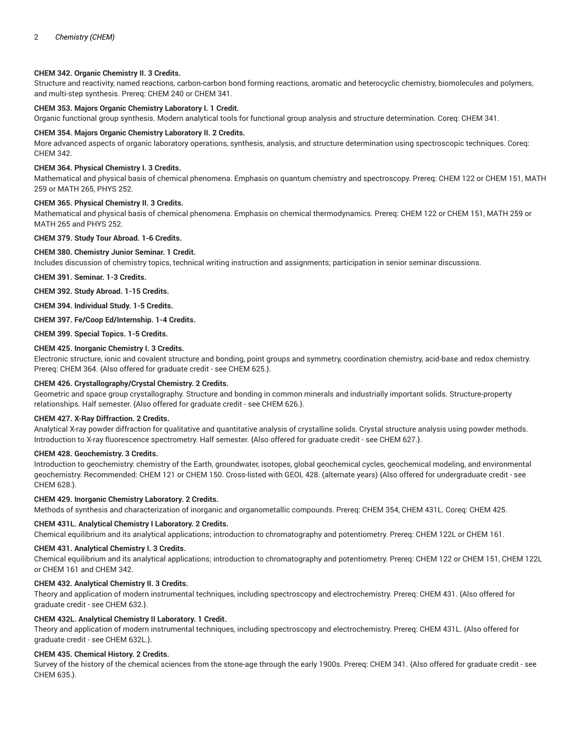**CHEM 342. Organic Chemistry II. 3 Credits.**
Structure and reactivity, named reactions, carbon-carbon bond forming reactions, aromatic and heterocyclic chemistry, biomolecules and polymers, and multi-step synthesis. Prereq: CHEM 240 or CHEM 341.

**CHEM 353. Majors Organic Chemistry Laboratory I. 1 Credit.**
Organic functional group synthesis. Modern analytical tools for functional group analysis and structure determination. Coreq: CHEM 341.

**CHEM 354. Majors Organic Chemistry Laboratory II. 2 Credits.**
More advanced aspects of organic laboratory operations, synthesis, analysis, and structure determination using spectroscopic techniques. Coreq: CHEM 342.

**CHEM 364. Physical Chemistry I. 3 Credits.**
Mathematical and physical basis of chemical phenomena. Emphasis on quantum chemistry and spectroscopy. Prereq: CHEM 122 or CHEM 151, MATH 259 or MATH 265, PHYS 252.

**CHEM 365. Physical Chemistry II. 3 Credits.**
Mathematical and physical basis of chemical phenomena. Emphasis on chemical thermodynamics. Prereq: CHEM 122 or CHEM 151, MATH 259 or MATH 265 and PHYS 252.

**CHEM 379. Study Tour Abroad. 1-6 Credits.**

**CHEM 380. Chemistry Junior Seminar. 1 Credit.**
Includes discussion of chemistry topics, technical writing instruction and assignments; participation in senior seminar discussions.

**CHEM 391. Seminar. 1-3 Credits.**

**CHEM 392. Study Abroad. 1-15 Credits.**

**CHEM 394. Individual Study. 1-5 Credits.**

**CHEM 397. Fe/Coop Ed/Internship. 1-4 Credits.**

**CHEM 399. Special Topics. 1-5 Credits.**

**CHEM 425. Inorganic Chemistry I. 3 Credits.**
Electronic structure, ionic and covalent structure and bonding, point groups and symmetry, coordination chemistry, acid-base and redox chemistry. Prereq: CHEM 364. {Also offered for graduate credit - see CHEM 625.}.

**CHEM 426. Crystallography/Crystal Chemistry. 2 Credits.**
Geometric and space group crystallography. Structure and bonding in common minerals and industrially important solids. Structure-property relationships. Half semester. {Also offered for graduate credit - see CHEM 626.}.

**CHEM 427. X-Ray Diffraction. 2 Credits.**
Analytical X-ray powder diffraction for qualitative and quantitative analysis of crystalline solids. Crystal structure analysis using powder methods. Introduction to X-ray fluorescence spectrometry. Half semester. {Also offered for graduate credit - see CHEM 627.}.

**CHEM 428. Geochemistry. 3 Credits.**
Introduction to geochemistry: chemistry of the Earth, groundwater, isotopes, global geochemical cycles, geochemical modeling, and environmental geochemistry. Recommended: CHEM 121 or CHEM 150. Cross-listed with GEOL 428. (alternate years) {Also offered for undergraduate credit - see CHEM 628.}.

**CHEM 429. Inorganic Chemistry Laboratory. 2 Credits.**
Methods of synthesis and characterization of inorganic and organometallic compounds. Prereq: CHEM 354, CHEM 431L. Coreq: CHEM 425.

**CHEM 431L. Analytical Chemistry I Laboratory. 2 Credits.**
Chemical equilibrium and its analytical applications; introduction to chromatography and potentiometry. Prereq: CHEM 122L or CHEM 161.

**CHEM 431. Analytical Chemistry I. 3 Credits.**
Chemical equilibrium and its analytical applications; introduction to chromatography and potentiometry. Prereq: CHEM 122 or CHEM 151, CHEM 122L or CHEM 161 and CHEM 342.

**CHEM 432. Analytical Chemistry II. 3 Credits.**
Theory and application of modern instrumental techniques, including spectroscopy and electrochemistry. Prereq: CHEM 431. {Also offered for graduate credit - see CHEM 632.}.

**CHEM 432L. Analytical Chemistry II Laboratory. 1 Credit.**
Theory and application of modern instrumental techniques, including spectroscopy and electrochemistry. Prereq: CHEM 431L. {Also offered for graduate credit - see CHEM 632L.}.

**CHEM 435. Chemical History. 2 Credits.**
Survey of the history of the chemical sciences from the stone-age through the early 1900s. Prereq: CHEM 341. {Also offered for graduate credit - see CHEM 635.}.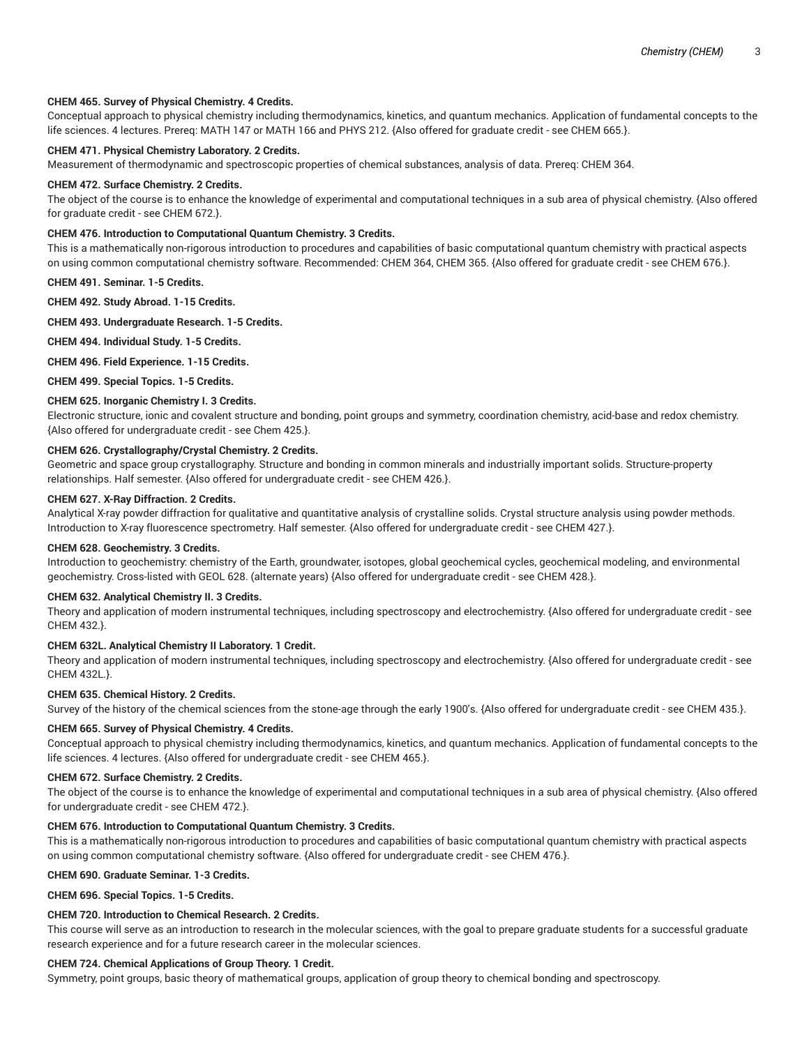**CHEM 465. Survey of Physical Chemistry. 4 Credits.**

Conceptual approach to physical chemistry including thermodynamics, kinetics, and quantum mechanics. Application of fundamental concepts to the life sciences. 4 lectures. Prereq: MATH 147 or MATH 166 and PHYS 212. {Also offered for graduate credit - see CHEM 665.}.

**CHEM 471. Physical Chemistry Laboratory. 2 Credits.**

Measurement of thermodynamic and spectroscopic properties of chemical substances, analysis of data. Prereq: CHEM 364.

**CHEM 472. Surface Chemistry. 2 Credits.**

The object of the course is to enhance the knowledge of experimental and computational techniques in a sub area of physical chemistry. {Also offered for graduate credit - see CHEM 672.}.

**CHEM 476. Introduction to Computational Quantum Chemistry. 3 Credits.**

This is a mathematically non-rigorous introduction to procedures and capabilities of basic computational quantum chemistry with practical aspects on using common computational chemistry software. Recommended: CHEM 364, CHEM 365. {Also offered for graduate credit - see CHEM 676.}.

**CHEM 491. Seminar. 1-5 Credits.**

**CHEM 492. Study Abroad. 1-15 Credits.**

**CHEM 493. Undergraduate Research. 1-5 Credits.**

**CHEM 494. Individual Study. 1-5 Credits.**

**CHEM 496. Field Experience. 1-15 Credits.**

**CHEM 499. Special Topics. 1-5 Credits.**

**CHEM 625. Inorganic Chemistry I. 3 Credits.**

Electronic structure, ionic and covalent structure and bonding, point groups and symmetry, coordination chemistry, acid-base and redox chemistry. {Also offered for undergraduate credit - see Chem 425.}.

**CHEM 626. Crystallography/Crystal Chemistry. 2 Credits.**

Geometric and space group crystallography. Structure and bonding in common minerals and industrially important solids. Structure-property relationships. Half semester. {Also offered for undergraduate credit - see CHEM 426.}.

**CHEM 627. X-Ray Diffraction. 2 Credits.**

Analytical X-ray powder diffraction for qualitative and quantitative analysis of crystalline solids. Crystal structure analysis using powder methods. Introduction to X-ray fluorescence spectrometry. Half semester. {Also offered for undergraduate credit - see CHEM 427.}.

**CHEM 628. Geochemistry. 3 Credits.**

Introduction to geochemistry: chemistry of the Earth, groundwater, isotopes, global geochemical cycles, geochemical modeling, and environmental geochemistry. Cross-listed with GEOL 628. (alternate years) {Also offered for undergraduate credit - see CHEM 428.}.

**CHEM 632. Analytical Chemistry II. 3 Credits.**

Theory and application of modern instrumental techniques, including spectroscopy and electrochemistry. {Also offered for undergraduate credit - see CHEM 432.}.

**CHEM 632L. Analytical Chemistry II Laboratory. 1 Credit.**

Theory and application of modern instrumental techniques, including spectroscopy and electrochemistry. {Also offered for undergraduate credit - see CHEM 432L.}.

**CHEM 635. Chemical History. 2 Credits.**

Survey of the history of the chemical sciences from the stone-age through the early 1900's. {Also offered for undergraduate credit - see CHEM 435.}.

**CHEM 665. Survey of Physical Chemistry. 4 Credits.**

Conceptual approach to physical chemistry including thermodynamics, kinetics, and quantum mechanics. Application of fundamental concepts to the life sciences. 4 lectures. {Also offered for undergraduate credit - see CHEM 465.}.

**CHEM 672. Surface Chemistry. 2 Credits.**

The object of the course is to enhance the knowledge of experimental and computational techniques in a sub area of physical chemistry. {Also offered for undergraduate credit - see CHEM 472.}.

**CHEM 676. Introduction to Computational Quantum Chemistry. 3 Credits.**

This is a mathematically non-rigorous introduction to procedures and capabilities of basic computational quantum chemistry with practical aspects on using common computational chemistry software. {Also offered for undergraduate credit - see CHEM 476.}.

**CHEM 690. Graduate Seminar. 1-3 Credits.**

**CHEM 696. Special Topics. 1-5 Credits.**

**CHEM 720. Introduction to Chemical Research. 2 Credits.**

This course will serve as an introduction to research in the molecular sciences, with the goal to prepare graduate students for a successful graduate research experience and for a future research career in the molecular sciences.

**CHEM 724. Chemical Applications of Group Theory. 1 Credit.**

Symmetry, point groups, basic theory of mathematical groups, application of group theory to chemical bonding and spectroscopy.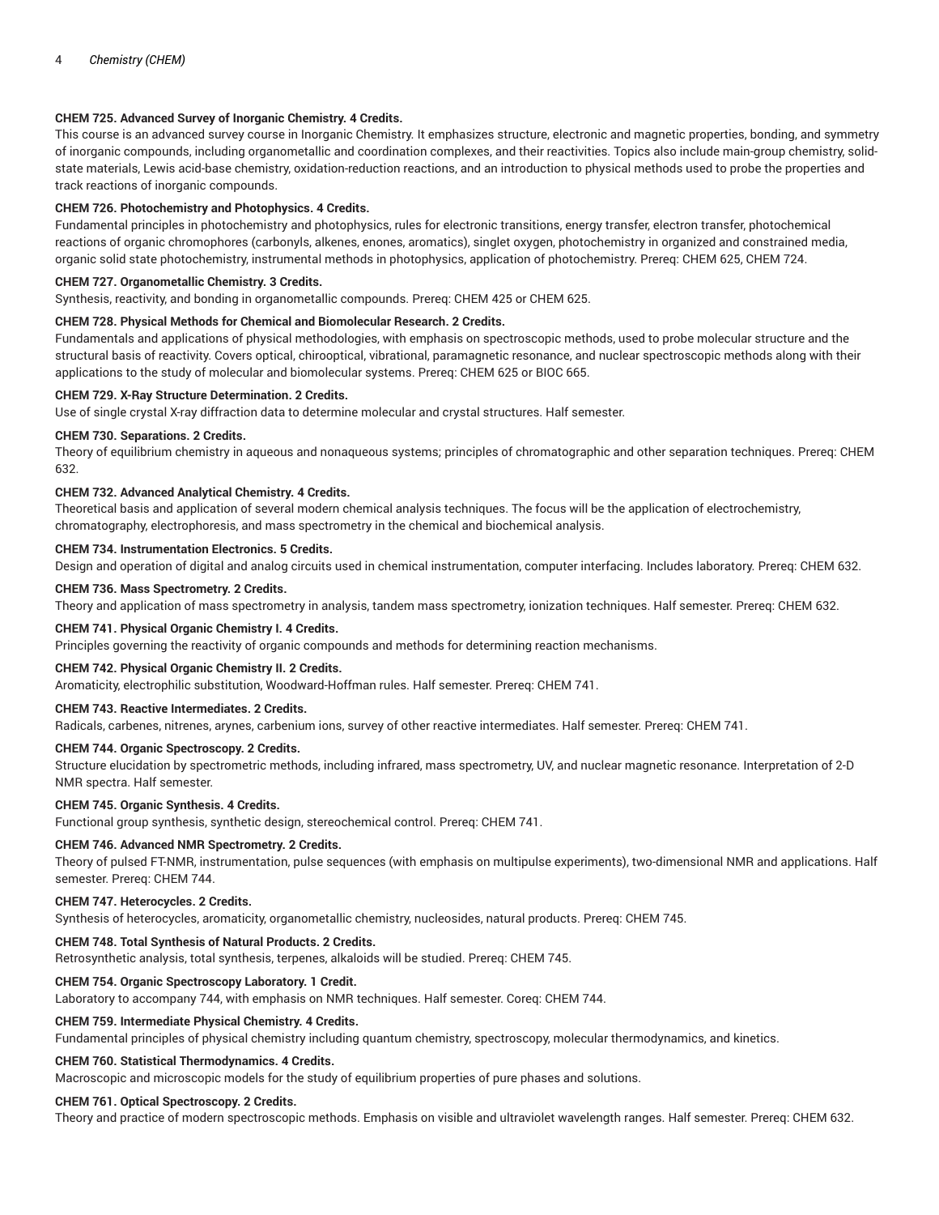**CHEM 725. Advanced Survey of Inorganic Chemistry. 4 Credits.**
This course is an advanced survey course in Inorganic Chemistry. It emphasizes structure, electronic and magnetic properties, bonding, and symmetry of inorganic compounds, including organometallic and coordination complexes, and their reactivities. Topics also include main-group chemistry, solid-state materials, Lewis acid-base chemistry, oxidation-reduction reactions, and an introduction to physical methods used to probe the properties and track reactions of inorganic compounds.

**CHEM 726. Photochemistry and Photophysics. 4 Credits.**
Fundamental principles in photochemistry and photophysics, rules for electronic transitions, energy transfer, electron transfer, photochemical reactions of organic chromophores (carbonyls, alkenes, enones, aromatics), singlet oxygen, photochemistry in organized and constrained media, organic solid state photochemistry, instrumental methods in photophysics, application of photochemistry. Prereq: CHEM 625, CHEM 724.

**CHEM 727. Organometallic Chemistry. 3 Credits.**
Synthesis, reactivity, and bonding in organometallic compounds. Prereq: CHEM 425 or CHEM 625.

**CHEM 728. Physical Methods for Chemical and Biomolecular Research. 2 Credits.**
Fundamentals and applications of physical methodologies, with emphasis on spectroscopic methods, used to probe molecular structure and the structural basis of reactivity. Covers optical, chirooptical, vibrational, paramagnetic resonance, and nuclear spectroscopic methods along with their applications to the study of molecular and biomolecular systems. Prereq: CHEM 625 or BIOC 665.

**CHEM 729. X-Ray Structure Determination. 2 Credits.**
Use of single crystal X-ray diffraction data to determine molecular and crystal structures. Half semester.

**CHEM 730. Separations. 2 Credits.**
Theory of equilibrium chemistry in aqueous and nonaqueous systems; principles of chromatographic and other separation techniques. Prereq: CHEM 632.

**CHEM 732. Advanced Analytical Chemistry. 4 Credits.**
Theoretical basis and application of several modern chemical analysis techniques. The focus will be the application of electrochemistry, chromatography, electrophoresis, and mass spectrometry in the chemical and biochemical analysis.

**CHEM 734. Instrumentation Electronics. 5 Credits.**
Design and operation of digital and analog circuits used in chemical instrumentation, computer interfacing. Includes laboratory. Prereq: CHEM 632.

**CHEM 736. Mass Spectrometry. 2 Credits.**
Theory and application of mass spectrometry in analysis, tandem mass spectrometry, ionization techniques. Half semester. Prereq: CHEM 632.

**CHEM 741. Physical Organic Chemistry I. 4 Credits.**
Principles governing the reactivity of organic compounds and methods for determining reaction mechanisms.

**CHEM 742. Physical Organic Chemistry II. 2 Credits.**
Aromaticity, electrophilic substitution, Woodward-Hoffman rules. Half semester. Prereq: CHEM 741.

**CHEM 743. Reactive Intermediates. 2 Credits.**
Radicals, carbenes, nitrenes, arynes, carbenium ions, survey of other reactive intermediates. Half semester. Prereq: CHEM 741.

**CHEM 744. Organic Spectroscopy. 2 Credits.**
Structure elucidation by spectrometric methods, including infrared, mass spectrometry, UV, and nuclear magnetic resonance. Interpretation of 2-D NMR spectra. Half semester.

**CHEM 745. Organic Synthesis. 4 Credits.**
Functional group synthesis, synthetic design, stereochemical control. Prereq: CHEM 741.

**CHEM 746. Advanced NMR Spectrometry. 2 Credits.**
Theory of pulsed FT-NMR, instrumentation, pulse sequences (with emphasis on multipulse experiments), two-dimensional NMR and applications. Half semester. Prereq: CHEM 744.

**CHEM 747. Heterocycles. 2 Credits.**
Synthesis of heterocycles, aromaticity, organometallic chemistry, nucleosides, natural products. Prereq: CHEM 745.

**CHEM 748. Total Synthesis of Natural Products. 2 Credits.**
Retrosynthetic analysis, total synthesis, terpenes, alkaloids will be studied. Prereq: CHEM 745.

**CHEM 754. Organic Spectroscopy Laboratory. 1 Credit.**
Laboratory to accompany 744, with emphasis on NMR techniques. Half semester. Coreq: CHEM 744.

**CHEM 759. Intermediate Physical Chemistry. 4 Credits.**
Fundamental principles of physical chemistry including quantum chemistry, spectroscopy, molecular thermodynamics, and kinetics.

**CHEM 760. Statistical Thermodynamics. 4 Credits.**
Macroscopic and microscopic models for the study of equilibrium properties of pure phases and solutions.

**CHEM 761. Optical Spectroscopy. 2 Credits.**
Theory and practice of modern spectroscopic methods. Emphasis on visible and ultraviolet wavelength ranges. Half semester. Prereq: CHEM 632.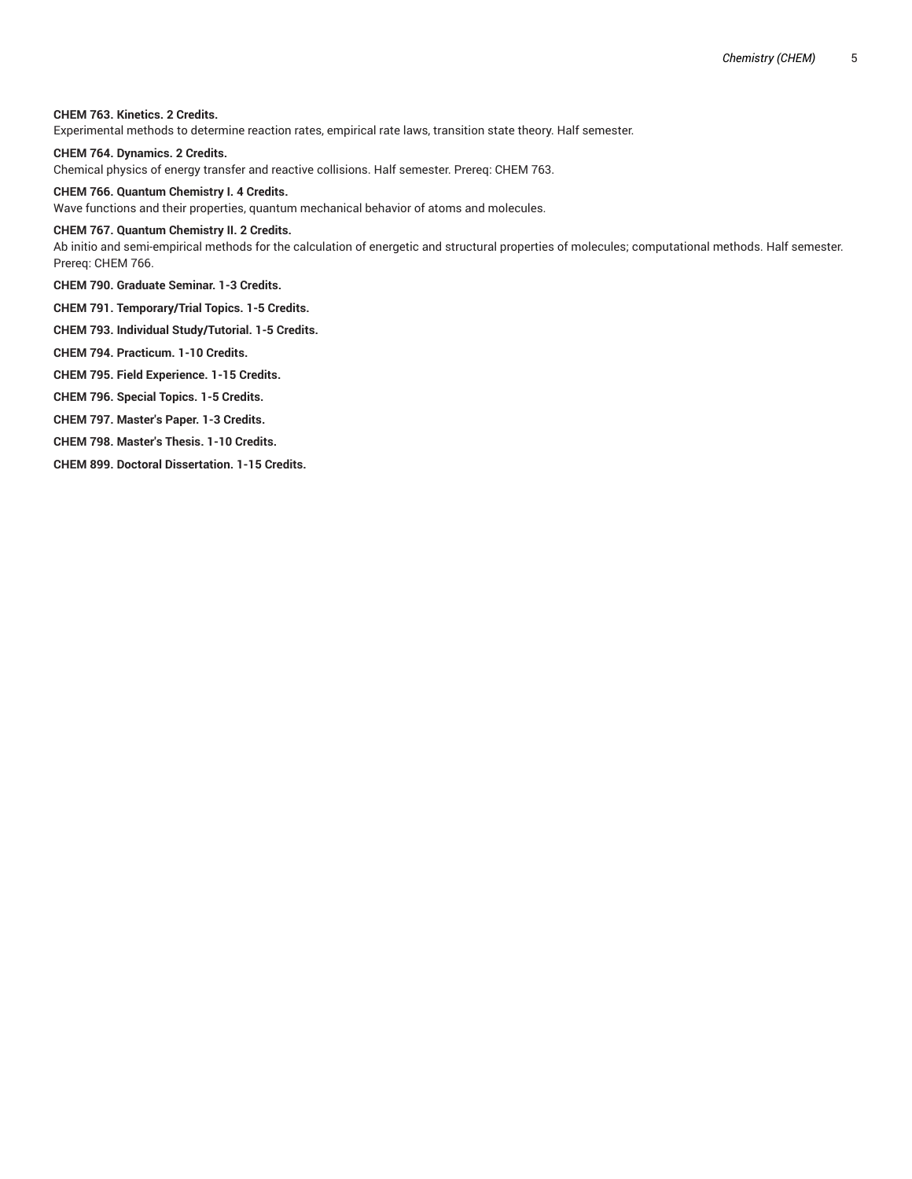**CHEM 763. Kinetics. 2 Credits.**
Experimental methods to determine reaction rates, empirical rate laws, transition state theory. Half semester.

**CHEM 764. Dynamics. 2 Credits.**
Chemical physics of energy transfer and reactive collisions. Half semester. Prereq: CHEM 763.

**CHEM 766. Quantum Chemistry I. 4 Credits.**
Wave functions and their properties, quantum mechanical behavior of atoms and molecules.

**CHEM 767. Quantum Chemistry II. 2 Credits.**
Ab initio and semi-empirical methods for the calculation of energetic and structural properties of molecules; computational methods. Half semester. Prereq: CHEM 766.

**CHEM 790. Graduate Seminar. 1-3 Credits.**

**CHEM 791. Temporary/Trial Topics. 1-5 Credits.**

**CHEM 793. Individual Study/Tutorial. 1-5 Credits.**

**CHEM 794. Practicum. 1-10 Credits.**

**CHEM 795. Field Experience. 1-15 Credits.**

**CHEM 796. Special Topics. 1-5 Credits.**

**CHEM 797. Master's Paper. 1-3 Credits.**

**CHEM 798. Master's Thesis. 1-10 Credits.**

**CHEM 899. Doctoral Dissertation. 1-15 Credits.**